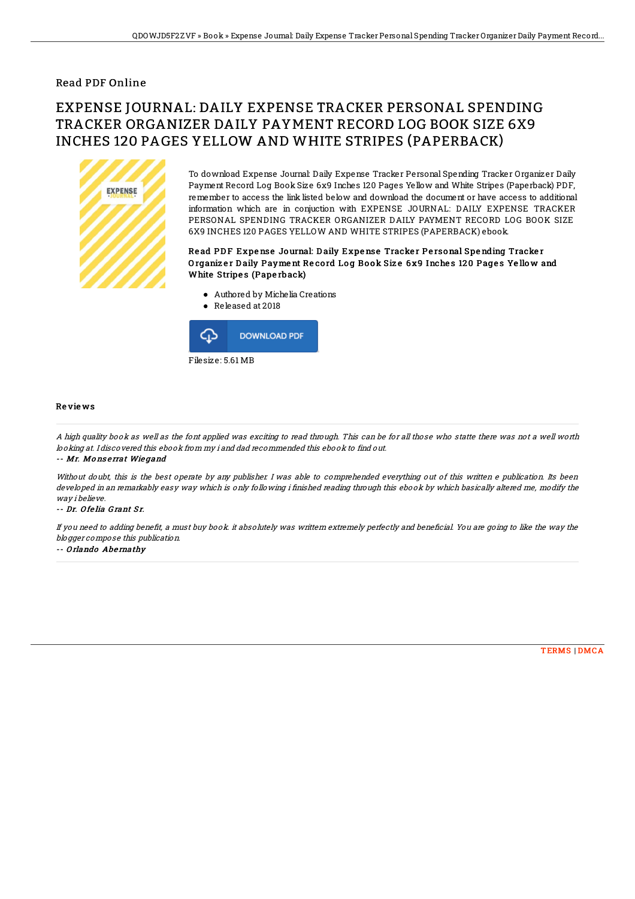Read PDF Online

# EXPENSE JOURNAL: DAILY EXPENSE TRACKER PERSONAL SPENDING TRACKER ORGANIZER DAILY PAYMENT RECORD LOG BOOK SIZE 6X9 INCHES 120 PAGES YELLOW AND WHITE STRIPES (PAPERBACK)

To download Expense Journal: Daily Expense Tracker Personal Spending Tracker Organizer Daily Payment Record Log Book Size 6x9 Inches 120 Pages Yellow and White Stripes (Paperback) PDF, remember to access the link listed below and download the document or have access to additional information which are in conjuction with EXPENSE JOURNAL: DAILY EXPENSE TRACKER PERSONAL SPENDING TRACKER ORGANIZER DAILY PAYMENT RECORD LOG BOOK SIZE 6X9 INCHES 120 PAGES YELLOW AND WHITE STRIPES (PAPERBACK) ebook.

**Read PDF Expense Journal: Daily Expense Tracker Personal Spending Tracker Organizer Daily Payment Record Log Book Size 6x9 Inches 120 Pages Yellow and White Stripes (Paperback)**

- Authored by Michelia Creations
- Released at 2018

DOWNLOAD PDF

Filesize: 5.61 MB

## Reviews

*A high quality book as well as the font applied was exciting to read through. This can be for all those who statte there was not a well worth looking at. I discovered this ebook from my i and dad recommended this ebook to find out.*

*-- Mr. Monserrat Wiegand*

*Without doubt, this is the best operate by any publisher. I was able to comprehended everything out of this written e publication. Its been developed in an remarkably easy way which is only following i finished reading through this ebook by which basically altered me, modify the way i believe.*

*-- Dr. Ofelia Grant Sr.*

*If you need to adding benefit, a must buy book. it absolutely was writtern extremely perfectly and beneficial. You are going to like the way the blogger compose this publication.*

*-- Orlando Abernathy*

TERMS | DMCA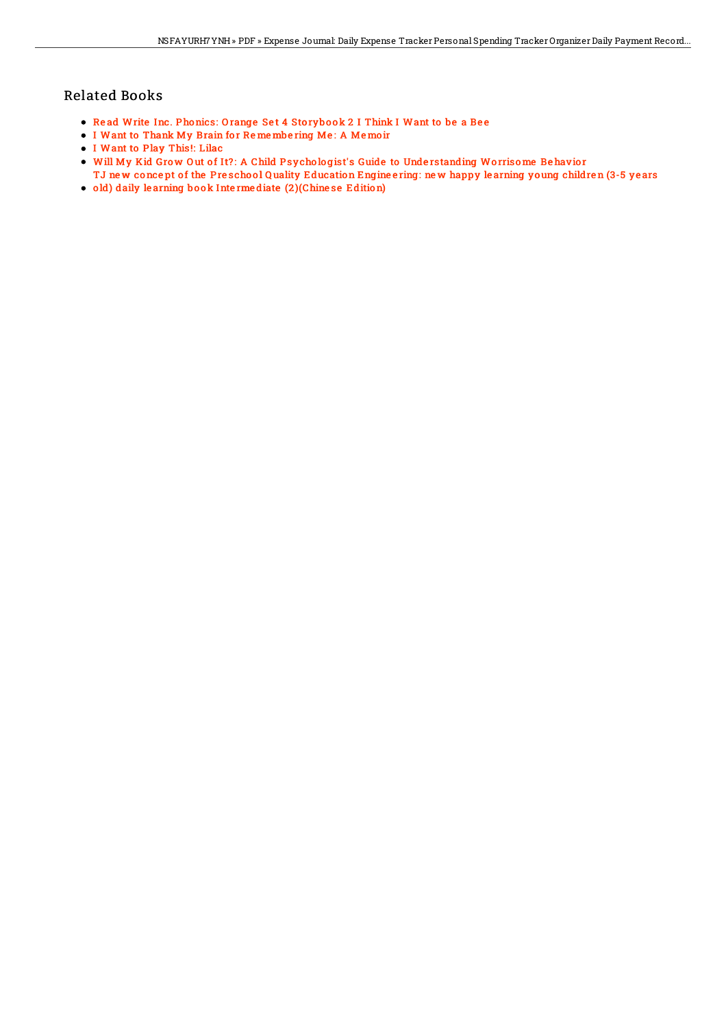## Related Books

- Read Write Inc. Phonics: Orange Set 4 Storybook 2 I Think I Want to be a Bee
- I Want to Thank My Brain for Remembering Me: A Memoir
- I Want to Play This!: Lilac
- Will My Kid Grow Out of It?: A Child Psychologist's Guide to Understanding Worrisome Behavior
- TJ new concept of the Preschool Quality Education Engineering: new happy learning young children (3-5 years old) daily learning book Intermediate (2)(Chinese Edition)